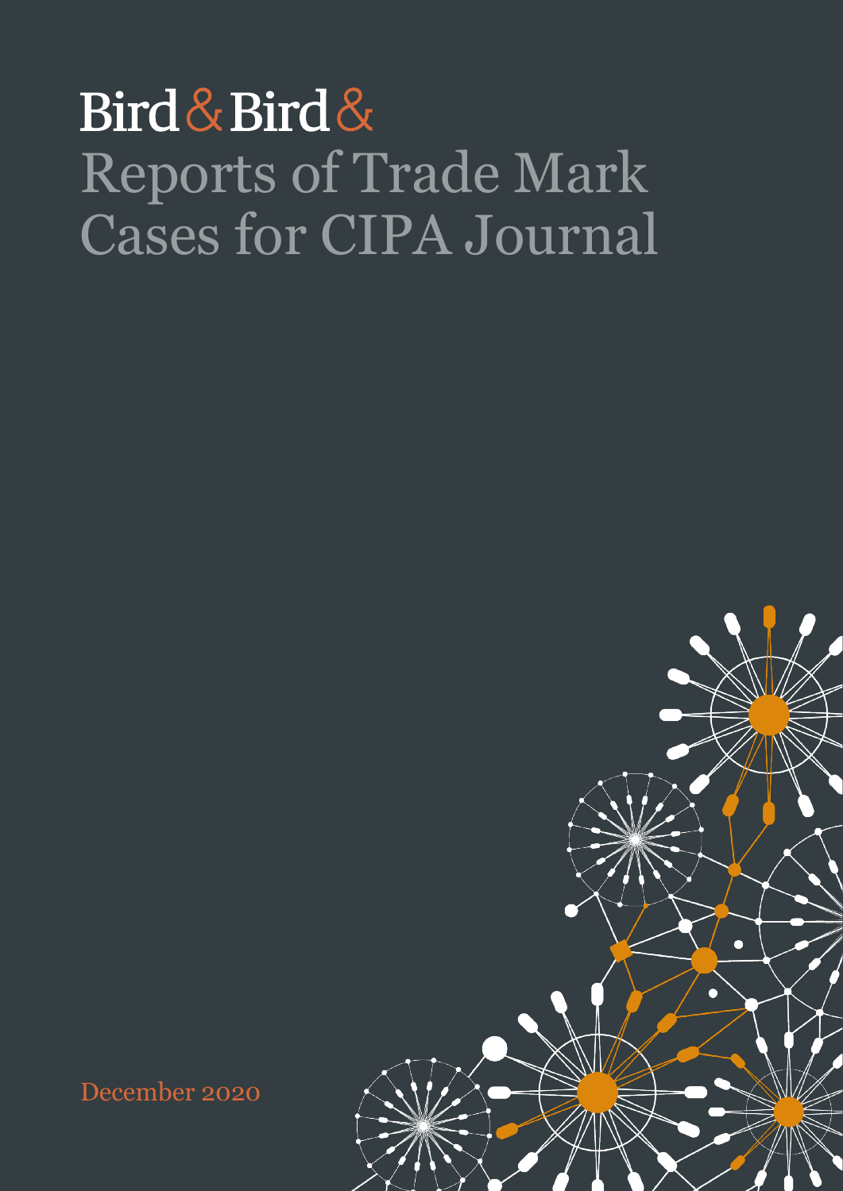Bird & Bird &

# Reports of Trade Mark Cases for CIPA Journal

December 2020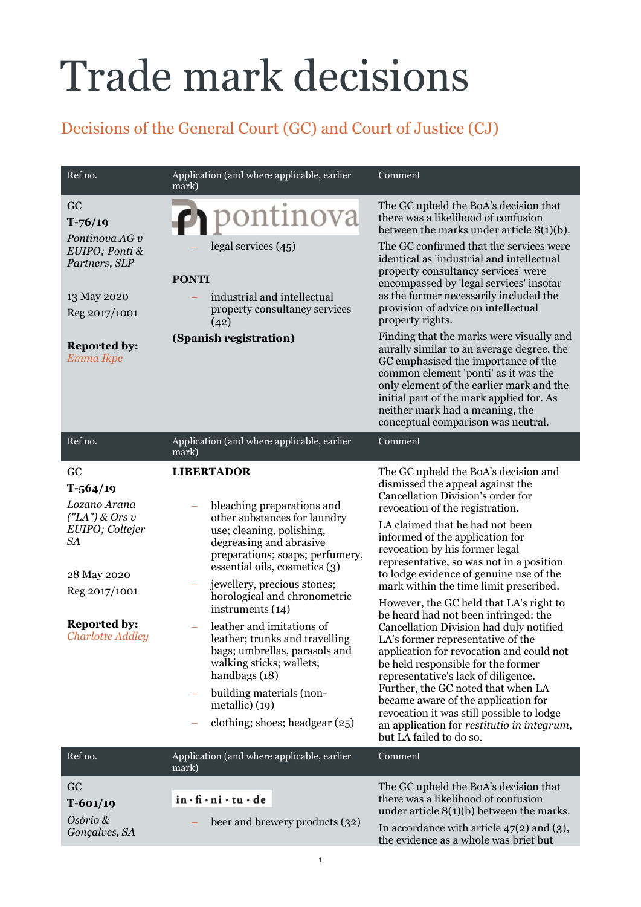# Trade mark decisions

## Decisions of the General Court (GC) and Court of Justice (CJ)

| Ref no. | Application (and where applicable, earlier mark) | Comment |
|---|---|---|
| GC<br>**T-76/19**<br>*Pontinova AG v EUIPO; Ponti & Partners, SLP*<br><br>13 May 2020<br>Reg 2017/1001<br><br>**Reported by:**<br>*Emma Ikpe* | pontinova<br>– legal services (45)<br><br>**PONTI**<br>– industrial and intellectual property consultancy services (42)<br>**(Spanish registration)** | The GC upheld the BoA's decision that there was a likelihood of confusion between the marks under article 8(1)(b).<br>The GC confirmed that the services were identical as 'industrial and intellectual property consultancy services' were encompassed by 'legal services' insofar as the former necessarily included the provision of advice on intellectual property rights.<br>Finding that the marks were visually and aurally similar to an average degree, the GC emphasised the importance of the common element 'ponti' as it was the only element of the earlier mark and the initial part of the mark applied for. As neither mark had a meaning, the conceptual comparison was neutral. |
| GC<br>**T-564/19**<br>*Lozano Arana ("LA") & Ors v EUIPO; Coltejer SA*<br><br>28 May 2020<br>Reg 2017/1001<br><br>**Reported by:**<br>*Charlotte Addley* | **LIBERTADOR**<br>– bleaching preparations and other substances for laundry use; cleaning, polishing, degreasing and abrasive preparations; soaps; perfumery, essential oils, cosmetics (3)<br>– jewellery, precious stones; horological and chronometric instruments (14)<br>– leather and imitations of leather; trunks and travelling bags; umbrellas, parasols and walking sticks; wallets; handbags (18)<br>– building materials (non-metallic) (19)<br>– clothing; shoes; headgear (25) | The GC upheld the BoA's decision and dismissed the appeal against the Cancellation Division's order for revocation of the registration.<br>LA claimed that he had not been informed of the application for revocation by his former legal representative, so was not in a position to lodge evidence of genuine use of the mark within the time limit prescribed.<br>However, the GC held that LA's right to be heard had not been infringed: the Cancellation Division had duly notified LA's former representative of the application for revocation and could not be held responsible for the former representative's lack of diligence. Further, the GC noted that when LA became aware of the application for revocation it was still possible to lodge an application for *restitutio in integrum*, but LA failed to do so. |
| GC<br>**T-601/19**<br>*Osório & Gonçalves, SA* | in · fi · ni · tu · de<br>– beer and brewery products (32) | The GC upheld the BoA's decision that there was a likelihood of confusion under article 8(1)(b) between the marks.<br>In accordance with article 47(2) and (3), the evidence as a whole was brief but |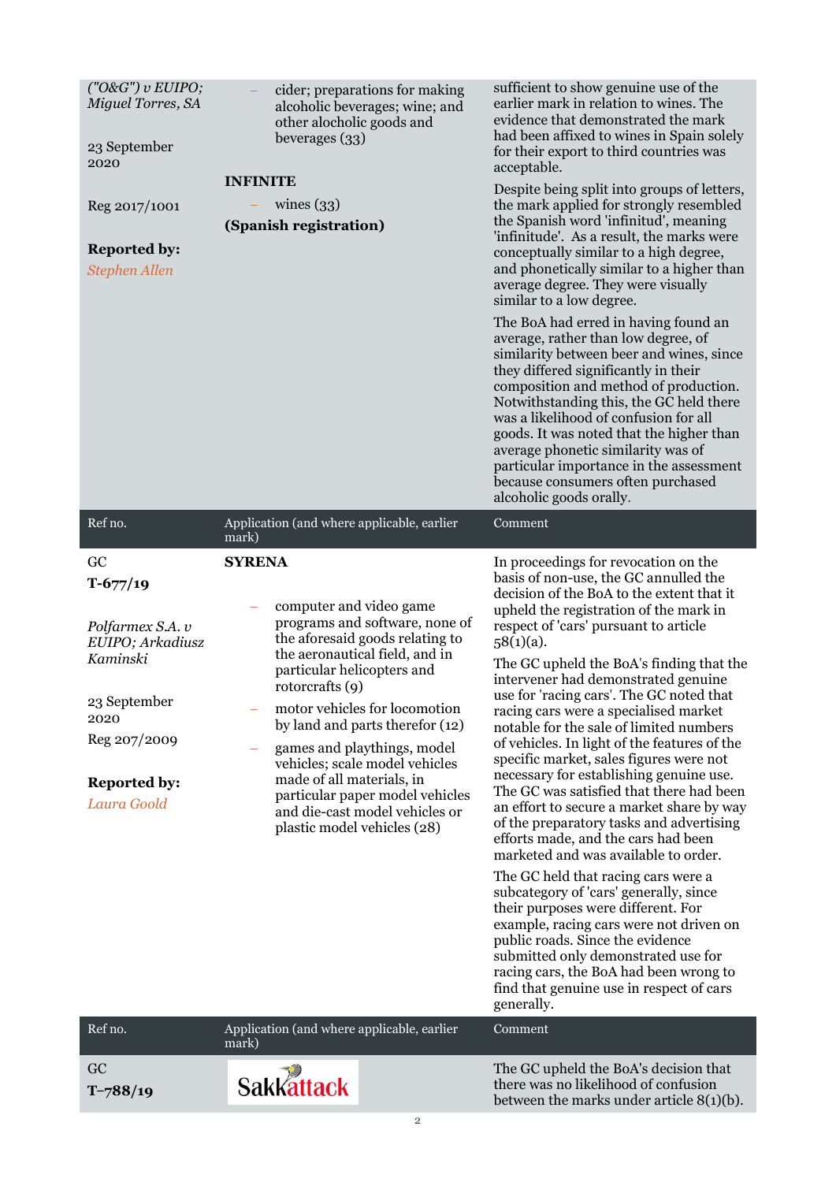| | | |
|---|---|---|
| *("O&G") v EUIPO; Miguel Torres, SA*<br><br>23 September 2020<br><br>Reg 2017/1001<br><br>**Reported by:**<br>*Stephen Allen* | – cider; preparations for making alcoholic beverages; wine; and other alocholic goods and beverages (33)<br><br>**INFINITE**<br>– wines (33)<br>**(Spanish registration)** | sufficient to show genuine use of the earlier mark in relation to wines. The evidence that demonstrated the mark had been affixed to wines in Spain solely for their export to third countries was acceptable.<br><br>Despite being split into groups of letters, the mark applied for strongly resembled the Spanish word 'infinitud', meaning 'infinitude'. As a result, the marks were conceptually similar to a high degree, and phonetically similar to a higher than average degree. They were visually similar to a low degree.<br><br>The BoA had erred in having found an average, rather than low degree, of similarity between beer and wines, since they differed significantly in their composition and method of production. Notwithstanding this, the GC held there was a likelihood of confusion for all goods. It was noted that the higher than average phonetic similarity was of particular importance in the assessment because consumers often purchased alcoholic goods orally. |

| Ref no. | Application (and where applicable, earlier mark) | Comment |
|---|---|---|
| GC<br>**T-677/19**<br><br>*Polfarmex S.A. v EUIPO; Arkadiusz Kaminski*<br><br>23 September 2020<br><br>Reg 207/2009<br><br>**Reported by:**<br>*Laura Goold* | **SYRENA**<br><br>– computer and video game programs and software, none of the aforesaid goods relating to the aeronautical field, and in particular helicopters and rotorcrafts (9)<br>– motor vehicles for locomotion by land and parts therefor (12)<br>– games and playthings, model vehicles; scale model vehicles made of all materials, in particular paper model vehicles and die-cast model vehicles or plastic model vehicles (28) | In proceedings for revocation on the basis of non-use, the GC annulled the decision of the BoA to the extent that it upheld the registration of the mark in respect of 'cars' pursuant to article 58(1)(a).<br><br>The GC upheld the BoA's finding that the intervener had demonstrated genuine use for 'racing cars'. The GC noted that racing cars were a specialised market notable for the sale of limited numbers of vehicles. In light of the features of the specific market, sales figures were not necessary for establishing genuine use. The GC was satisfied that there had been an effort to secure a market share by way of the preparatory tasks and advertising efforts made, and the cars had been marketed and was available to order.<br><br>The GC held that racing cars were a subcategory of 'cars' generally, since their purposes were different. For example, racing cars were not driven on public roads. Since the evidence submitted only demonstrated use for racing cars, the BoA had been wrong to find that genuine use in respect of cars generally. |

| Ref no. | Application (and where applicable, earlier mark) | Comment |
|---|---|---|
| GC<br>**T–788/19** | Sakkattack | The GC upheld the BoA's decision that there was no likelihood of confusion between the marks under article 8(1)(b). |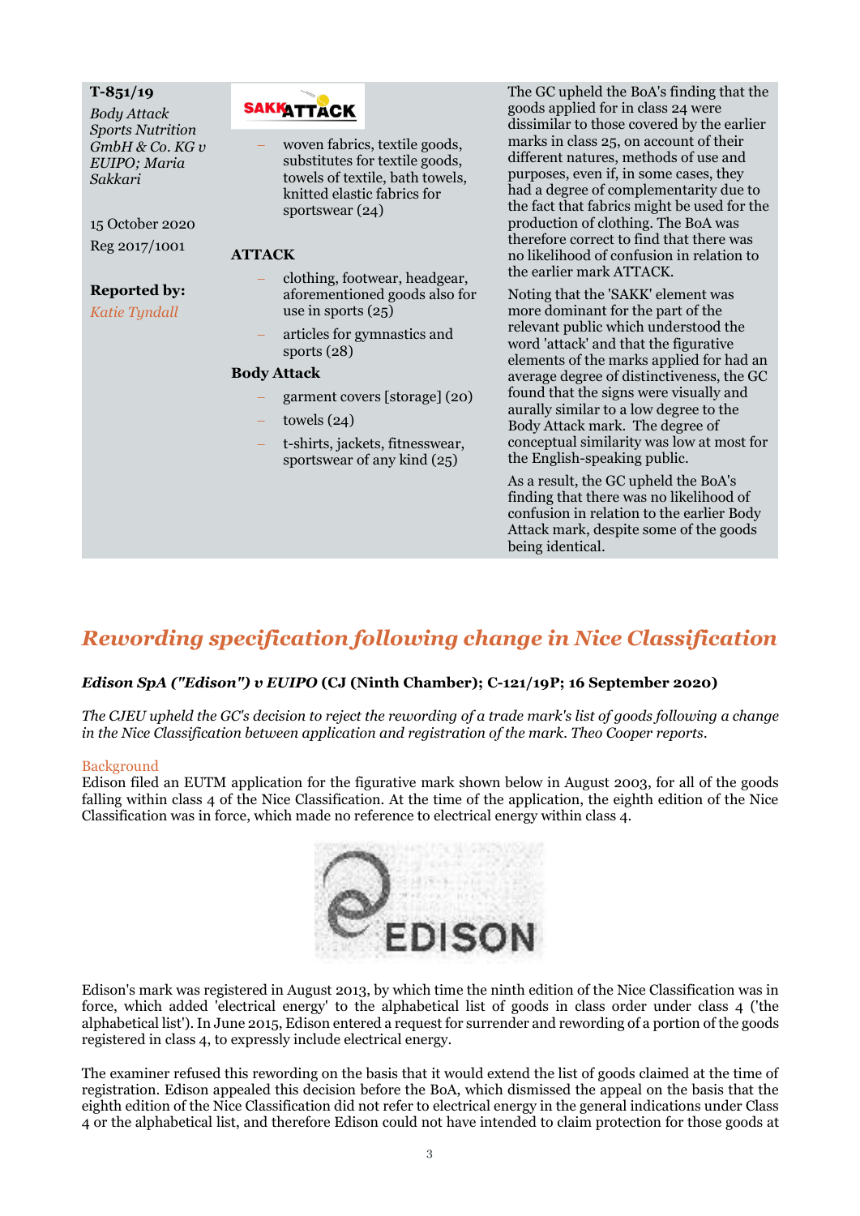**T-851/19**

*Body Attack Sports Nutrition GmbH & Co. KG v EUIPO; Maria Sakkari*

15 October 2020

Reg 2017/1001

**Reported by:**

*Katie Tyndall*

SAKKATTACK

- woven fabrics, textile goods, substitutes for textile goods, towels of textile, bath towels, knitted elastic fabrics for sportswear (24)

**ATTACK**

- clothing, footwear, headgear, aforementioned goods also for use in sports (25)
- articles for gymnastics and sports (28)

**Body Attack**

- garment covers [storage] (20)
- towels (24)
- t-shirts, jackets, fitnesswear, sportswear of any kind (25)

The GC upheld the BoA's finding that the goods applied for in class 24 were dissimilar to those covered by the earlier marks in class 25, on account of their different natures, methods of use and purposes, even if, in some cases, they had a degree of complementarity due to the fact that fabrics might be used for the production of clothing. The BoA was therefore correct to find that there was no likelihood of confusion in relation to the earlier mark ATTACK.

Noting that the 'SAKK' element was more dominant for the part of the relevant public which understood the word 'attack' and that the figurative elements of the marks applied for had an average degree of distinctiveness, the GC found that the signs were visually and aurally similar to a low degree to the Body Attack mark. The degree of conceptual similarity was low at most for the English-speaking public.

As a result, the GC upheld the BoA's finding that there was no likelihood of confusion in relation to the earlier Body Attack mark, despite some of the goods being identical.

## *Rewording specification following change in Nice Classification*

***Edison SpA ("Edison") v EUIPO* (CJ (Ninth Chamber); C-121/19P; 16 September 2020)**

*The CJEU upheld the GC's decision to reject the rewording of a trade mark's list of goods following a change in the Nice Classification between application and registration of the mark. Theo Cooper reports.*

### Background

Edison filed an EUTM application for the figurative mark shown below in August 2003, for all of the goods falling within class 4 of the Nice Classification. At the time of the application, the eighth edition of the Nice Classification was in force, which made no reference to electrical energy within class 4.

EDISON

Edison's mark was registered in August 2013, by which time the ninth edition of the Nice Classification was in force, which added 'electrical energy' to the alphabetical list of goods in class order under class 4 ('the alphabetical list'). In June 2015, Edison entered a request for surrender and rewording of a portion of the goods registered in class 4, to expressly include electrical energy.

The examiner refused this rewording on the basis that it would extend the list of goods claimed at the time of registration. Edison appealed this decision before the BoA, which dismissed the appeal on the basis that the eighth edition of the Nice Classification did not refer to electrical energy in the general indications under Class 4 or the alphabetical list, and therefore Edison could not have intended to claim protection for those goods at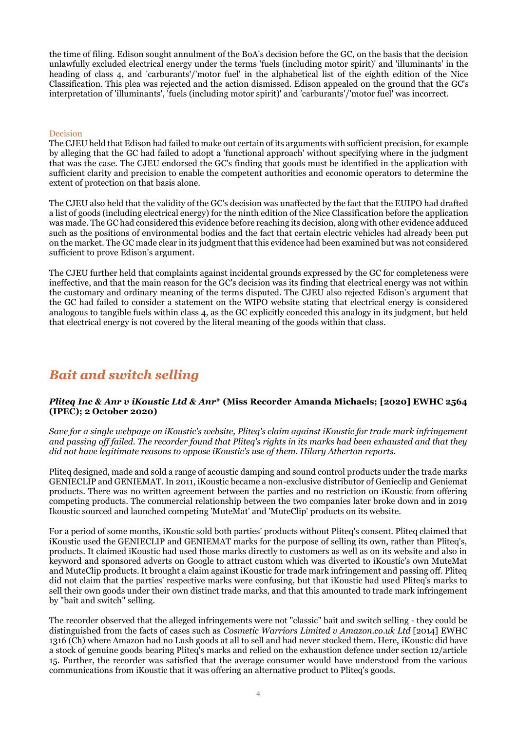the time of filing. Edison sought annulment of the BoA's decision before the GC, on the basis that the decision unlawfully excluded electrical energy under the terms 'fuels (including motor spirit)' and 'illuminants' in the heading of class 4, and 'carburants'/'motor fuel' in the alphabetical list of the eighth edition of the Nice Classification. This plea was rejected and the action dismissed. Edison appealed on the ground that the GC's interpretation of 'illuminants', 'fuels (including motor spirit)' and 'carburants'/'motor fuel' was incorrect.

### Decision

The CJEU held that Edison had failed to make out certain of its arguments with sufficient precision, for example by alleging that the GC had failed to adopt a 'functional approach' without specifying where in the judgment that was the case. The CJEU endorsed the GC's finding that goods must be identified in the application with sufficient clarity and precision to enable the competent authorities and economic operators to determine the extent of protection on that basis alone.

The CJEU also held that the validity of the GC's decision was unaffected by the fact that the EUIPO had drafted a list of goods (including electrical energy) for the ninth edition of the Nice Classification before the application was made. The GC had considered this evidence before reaching its decision, along with other evidence adduced such as the positions of environmental bodies and the fact that certain electric vehicles had already been put on the market. The GC made clear in its judgment that this evidence had been examined but was not considered sufficient to prove Edison's argument.

The CJEU further held that complaints against incidental grounds expressed by the GC for completeness were ineffective, and that the main reason for the GC's decision was its finding that electrical energy was not within the customary and ordinary meaning of the terms disputed. The CJEU also rejected Edison's argument that the GC had failed to consider a statement on the WIPO website stating that electrical energy is considered analogous to tangible fuels within class 4, as the GC explicitly conceded this analogy in its judgment, but held that electrical energy is not covered by the literal meaning of the goods within that class.

## *Bait and switch selling*

***Pliteq Inc & Anr v iKoustic Ltd & Anr\** (Miss Recorder Amanda Michaels; [2020] EWHC 2564 (IPEC); 2 October 2020)**

*Save for a single webpage on iKoustic's website, Pliteq's claim against iKoustic for trade mark infringement and passing off failed. The recorder found that Pliteq's rights in its marks had been exhausted and that they did not have legitimate reasons to oppose iKoustic's use of them. Hilary Atherton reports.*

Pliteq designed, made and sold a range of acoustic damping and sound control products under the trade marks GENIECLIP and GENIEMAT. In 2011, iKoustic became a non-exclusive distributor of Genieclip and Geniemat products. There was no written agreement between the parties and no restriction on iKoustic from offering competing products. The commercial relationship between the two companies later broke down and in 2019 Ikoustic sourced and launched competing 'MuteMat' and 'MuteClip' products on its website.

For a period of some months, iKoustic sold both parties' products without Pliteq's consent. Pliteq claimed that iKoustic used the GENIECLIP and GENIEMAT marks for the purpose of selling its own, rather than Pliteq's, products. It claimed iKoustic had used those marks directly to customers as well as on its website and also in keyword and sponsored adverts on Google to attract custom which was diverted to iKoustic's own MuteMat and MuteClip products. It brought a claim against iKoustic for trade mark infringement and passing off. Pliteq did not claim that the parties' respective marks were confusing, but that iKoustic had used Pliteq's marks to sell their own goods under their own distinct trade marks, and that this amounted to trade mark infringement by "bait and switch" selling.

The recorder observed that the alleged infringements were not "classic" bait and switch selling - they could be distinguished from the facts of cases such as *Cosmetic Warriors Limited v Amazon.co.uk Ltd* [2014] EWHC 1316 (Ch) where Amazon had no Lush goods at all to sell and had never stocked them. Here, iKoustic did have a stock of genuine goods bearing Pliteq's marks and relied on the exhaustion defence under section 12/article 15. Further, the recorder was satisfied that the average consumer would have understood from the various communications from iKoustic that it was offering an alternative product to Pliteq's goods.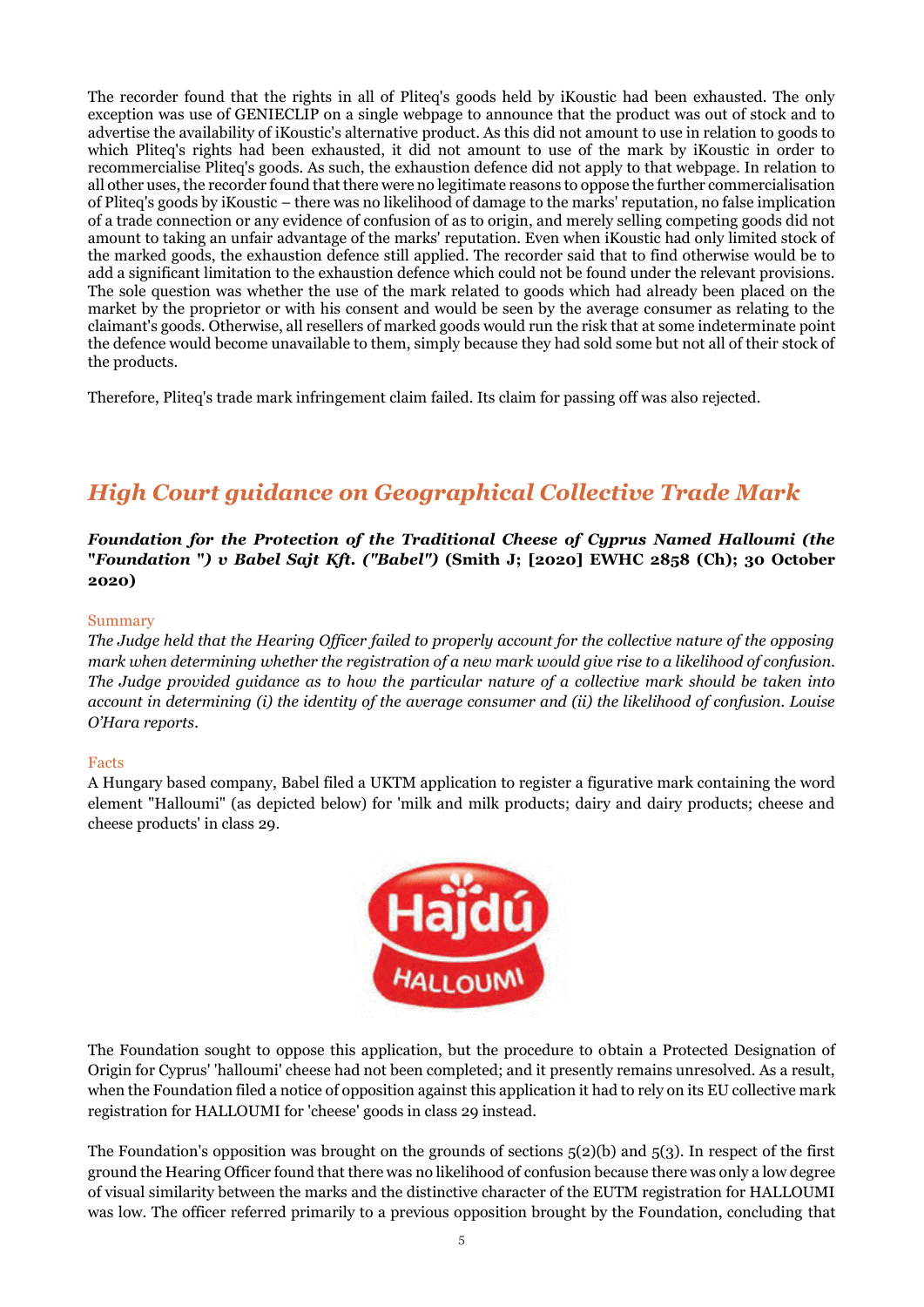The recorder found that the rights in all of Pliteq's goods held by iKoustic had been exhausted. The only exception was use of GENIECLIP on a single webpage to announce that the product was out of stock and to advertise the availability of iKoustic's alternative product. As this did not amount to use in relation to goods to which Pliteq's rights had been exhausted, it did not amount to use of the mark by iKoustic in order to recommercialise Pliteq's goods. As such, the exhaustion defence did not apply to that webpage. In relation to all other uses, the recorder found that there were no legitimate reasons to oppose the further commercialisation of Pliteq's goods by iKoustic – there was no likelihood of damage to the marks' reputation, no false implication of a trade connection or any evidence of confusion of as to origin, and merely selling competing goods did not amount to taking an unfair advantage of the marks' reputation. Even when iKoustic had only limited stock of the marked goods, the exhaustion defence still applied. The recorder said that to find otherwise would be to add a significant limitation to the exhaustion defence which could not be found under the relevant provisions. The sole question was whether the use of the mark related to goods which had already been placed on the market by the proprietor or with his consent and would be seen by the average consumer as relating to the claimant's goods. Otherwise, all resellers of marked goods would run the risk that at some indeterminate point the defence would become unavailable to them, simply because they had sold some but not all of their stock of the products.

Therefore, Pliteq's trade mark infringement claim failed. Its claim for passing off was also rejected.

## *High Court guidance on Geographical Collective Trade Mark*

***Foundation for the Protection of the Traditional Cheese of Cyprus Named Halloumi (the "Foundation ") v Babel Sajt Kft. ("Babel")*** **(Smith J; [2020] EWHC 2858 (Ch); 30 October 2020)**

### Summary

*The Judge held that the Hearing Officer failed to properly account for the collective nature of the opposing mark when determining whether the registration of a new mark would give rise to a likelihood of confusion. The Judge provided guidance as to how the particular nature of a collective mark should be taken into account in determining (i) the identity of the average consumer and (ii) the likelihood of confusion. Louise O'Hara reports.*

### Facts

A Hungary based company, Babel filed a UKTM application to register a figurative mark containing the word element "Halloumi" (as depicted below) for 'milk and milk products; dairy and dairy products; cheese and cheese products' in class 29.

The Foundation sought to oppose this application, but the procedure to obtain a Protected Designation of Origin for Cyprus' 'halloumi' cheese had not been completed; and it presently remains unresolved. As a result, when the Foundation filed a notice of opposition against this application it had to rely on its EU collective mark registration for HALLOUMI for 'cheese' goods in class 29 instead.

The Foundation's opposition was brought on the grounds of sections 5(2)(b) and 5(3). In respect of the first ground the Hearing Officer found that there was no likelihood of confusion because there was only a low degree of visual similarity between the marks and the distinctive character of the EUTM registration for HALLOUMI was low. The officer referred primarily to a previous opposition brought by the Foundation, concluding that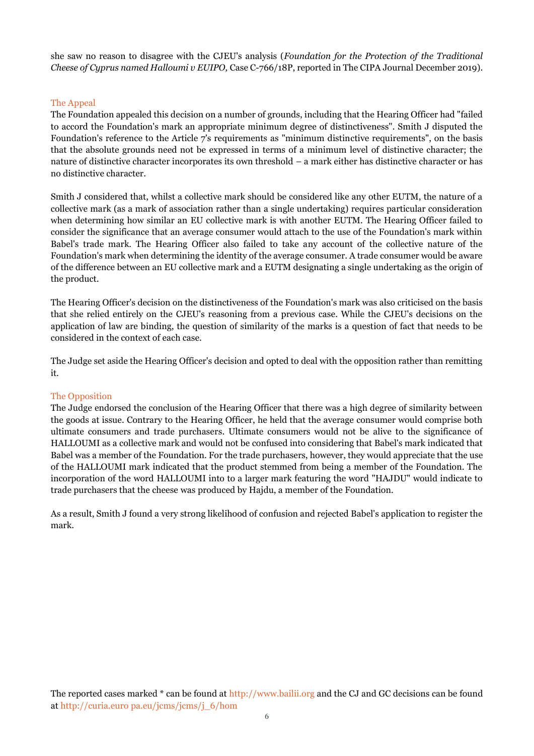she saw no reason to disagree with the CJEU's analysis (*Foundation for the Protection of the Traditional Cheese of Cyprus named Halloumi v EUIPO,* Case C-766/18P, reported in The CIPA Journal December 2019).

### The Appeal

The Foundation appealed this decision on a number of grounds, including that the Hearing Officer had "failed to accord the Foundation's mark an appropriate minimum degree of distinctiveness". Smith J disputed the Foundation's reference to the Article 7's requirements as "minimum distinctive requirements", on the basis that the absolute grounds need not be expressed in terms of a minimum level of distinctive character; the nature of distinctive character incorporates its own threshold – a mark either has distinctive character or has no distinctive character.

Smith J considered that, whilst a collective mark should be considered like any other EUTM, the nature of a collective mark (as a mark of association rather than a single undertaking) requires particular consideration when determining how similar an EU collective mark is with another EUTM. The Hearing Officer failed to consider the significance that an average consumer would attach to the use of the Foundation's mark within Babel's trade mark. The Hearing Officer also failed to take any account of the collective nature of the Foundation's mark when determining the identity of the average consumer. A trade consumer would be aware of the difference between an EU collective mark and a EUTM designating a single undertaking as the origin of the product.

The Hearing Officer's decision on the distinctiveness of the Foundation's mark was also criticised on the basis that she relied entirely on the CJEU's reasoning from a previous case. While the CJEU's decisions on the application of law are binding, the question of similarity of the marks is a question of fact that needs to be considered in the context of each case.

The Judge set aside the Hearing Officer's decision and opted to deal with the opposition rather than remitting it.

### The Opposition

The Judge endorsed the conclusion of the Hearing Officer that there was a high degree of similarity between the goods at issue. Contrary to the Hearing Officer, he held that the average consumer would comprise both ultimate consumers and trade purchasers. Ultimate consumers would not be alive to the significance of HALLOUMI as a collective mark and would not be confused into considering that Babel's mark indicated that Babel was a member of the Foundation. For the trade purchasers, however, they would appreciate that the use of the HALLOUMI mark indicated that the product stemmed from being a member of the Foundation. The incorporation of the word HALLOUMI into to a larger mark featuring the word "HAJDU" would indicate to trade purchasers that the cheese was produced by Hajdu, a member of the Foundation.

As a result, Smith J found a very strong likelihood of confusion and rejected Babel's application to register the mark.

The reported cases marked * can be found at http://www.bailii.org and the CJ and GC decisions can be found at http://curia.euro pa.eu/jcms/jcms/j_6/hom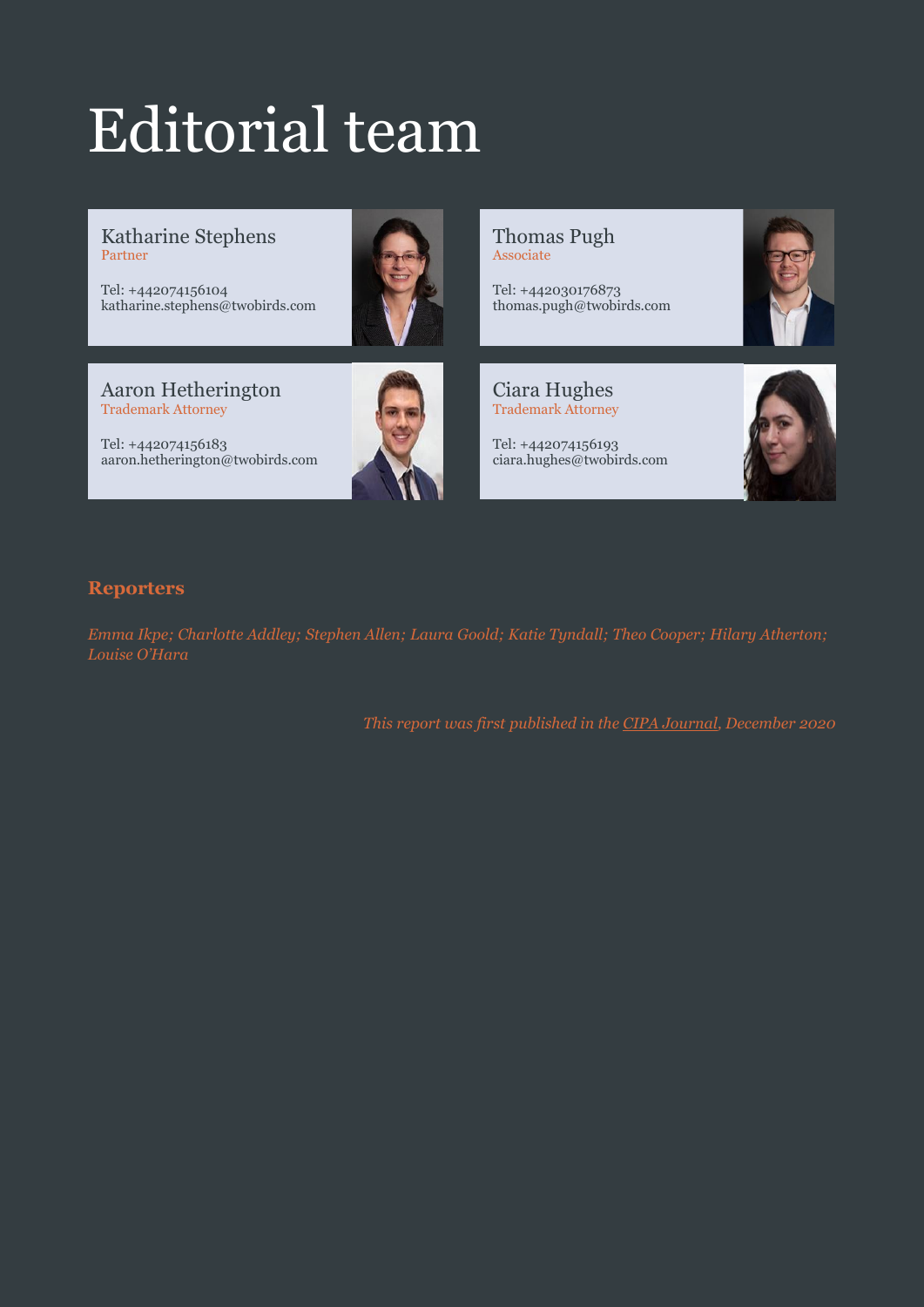# Editorial team

**Katharine Stephens**
Partner

Tel: +442074156104
katharine.stephens@twobirds.com

**Thomas Pugh**
Associate

Tel: +442030176873
thomas.pugh@twobirds.com

**Aaron Hetherington**
Trademark Attorney

Tel: +442074156183
aaron.hetherington@twobirds.com

**Ciara Hughes**
Trademark Attorney

Tel: +442074156193
ciara.hughes@twobirds.com

## Reporters

*Emma Ikpe; Charlotte Addley; Stephen Allen; Laura Goold; Katie Tyndall; Theo Cooper; Hilary Atherton; Louise O'Hara*

*This report was first published in the CIPA Journal, December 2020*